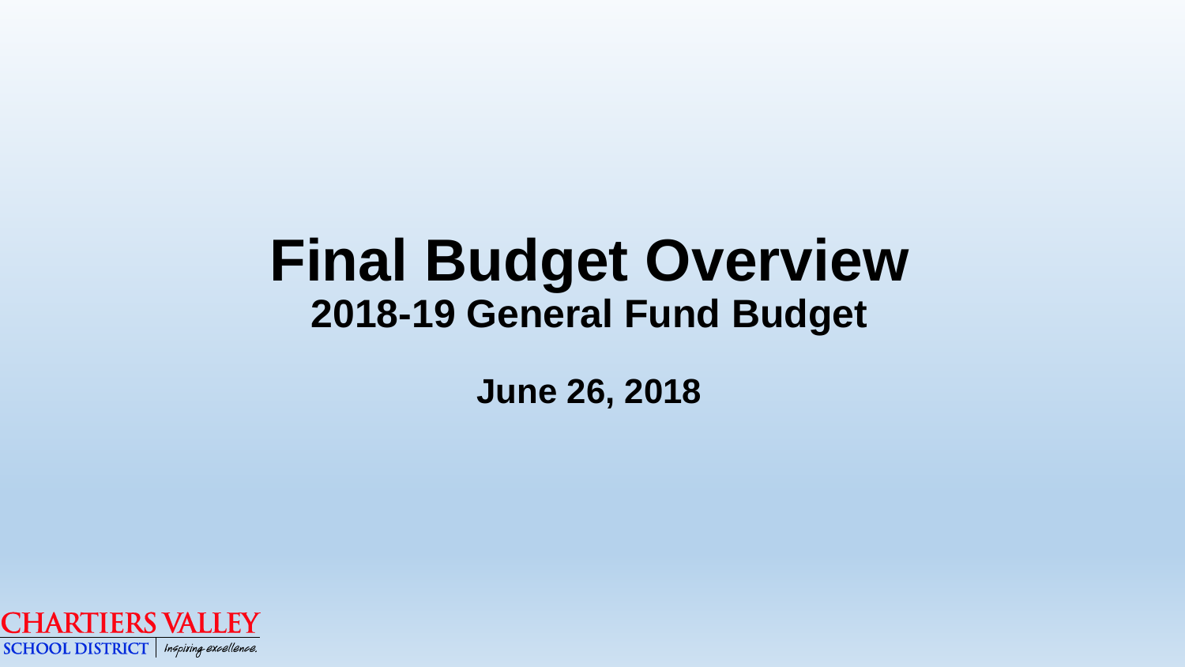# Final Budget Overview

## 2018-19 General Fund Budget

**June 26, 2018**

CHARTIERS VALLEY
SCHOOL DISTRICT | Inspiring excellence.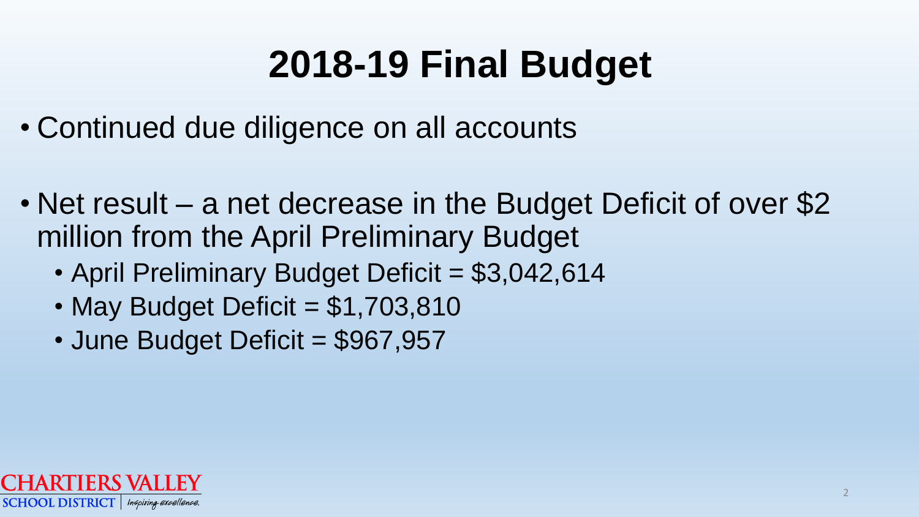# 2018-19 Final Budget

- Continued due diligence on all accounts

- Net result – a net decrease in the Budget Deficit of over $2 million from the April Preliminary Budget
  - April Preliminary Budget Deficit = $3,042,614
  - May Budget Deficit = $1,703,810
  - June Budget Deficit = $967,957

CHARTIERS VALLEY SCHOOL DISTRICT | Inspiring excellence.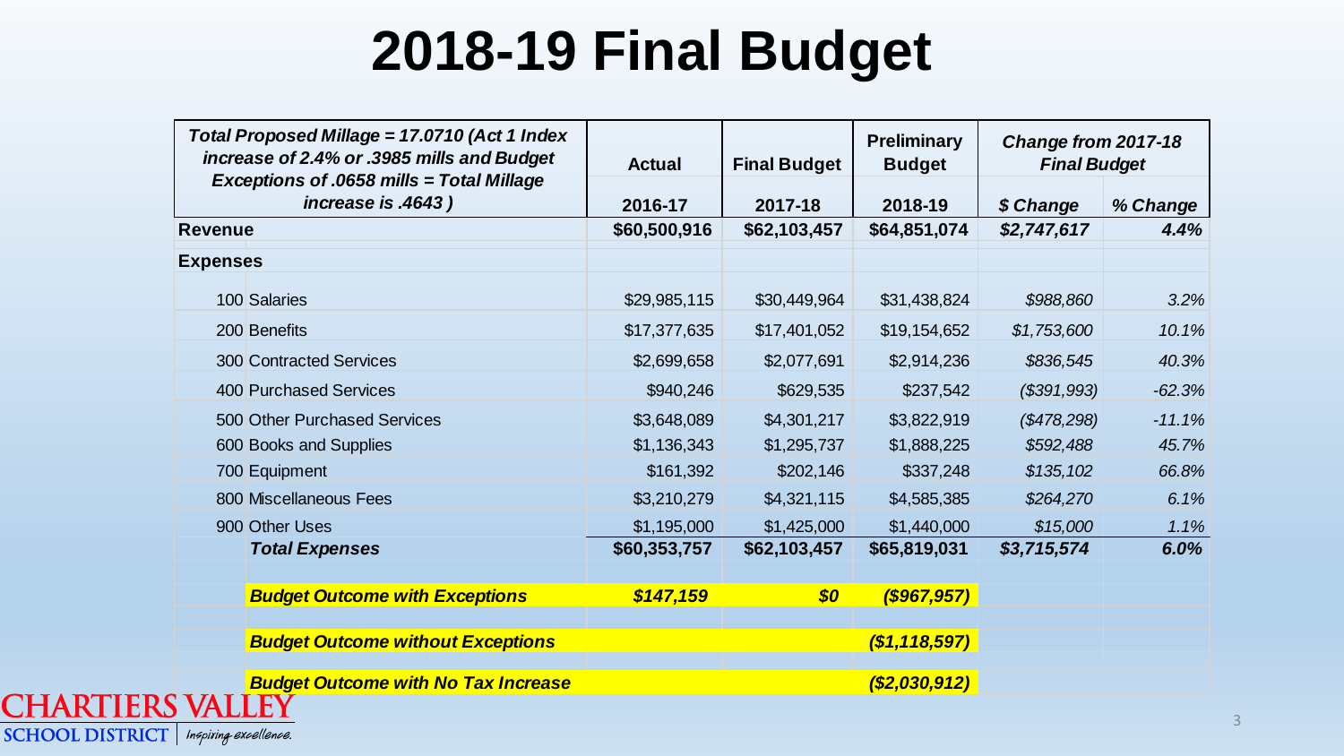# 2018-19 Final Budget

| *Total Proposed Millage = 17.0710 (Act 1 Index increase of 2.4% or .3985 mills and Budget Exceptions of .0658 mills = Total Millage increase is .4643 )* | **Actual** | **Final Budget** | **Preliminary Budget** | ***Change from 2017-18 Final Budget*** | |
|---|---|---|---|---|---|
| | **2016-17** | **2017-18** | **2018-19** | ***$ Change*** | ***% Change*** |
| **Revenue** | **$60,500,916** | **$62,103,457** | **$64,851,074** | ***$2,747,617*** | ***4.4%*** |
| **Expenses** | | | | | |
| 100 Salaries | $29,985,115 | $30,449,964 | $31,438,824 | *$988,860* | *3.2%* |
| 200 Benefits | $17,377,635 | $17,401,052 | $19,154,652 | *$1,753,600* | *10.1%* |
| 300 Contracted Services | $2,699,658 | $2,077,691 | $2,914,236 | *$836,545* | *40.3%* |
| 400 Purchased Services | $940,246 | $629,535 | $237,542 | *($391,993)* | *-62.3%* |
| 500 Other Purchased Services | $3,648,089 | $4,301,217 | $3,822,919 | *($478,298)* | *-11.1%* |
| 600 Books and Supplies | $1,136,343 | $1,295,737 | $1,888,225 | *$592,488* | *45.7%* |
| 700 Equipment | $161,392 | $202,146 | $337,248 | *$135,102* | *66.8%* |
| 800 Miscellaneous Fees | $3,210,279 | $4,321,115 | $4,585,385 | *$264,270* | *6.1%* |
| 900 Other Uses | $1,195,000 | $1,425,000 | $1,440,000 | *$15,000* | *1.1%* |
| ***Total Expenses*** | **$60,353,757** | **$62,103,457** | **$65,819,031** | ***$3,715,574*** | ***6.0%*** |
| ***Budget Outcome with Exceptions*** | ***$147,159*** | ***$0*** | ***($967,957)*** | | |
| ***Budget Outcome without Exceptions*** | | | ***($1,118,597)*** | | |
| ***Budget Outcome with No Tax Increase*** | | | ***($2,030,912)*** | | |

CHARTIERS VALLEY SCHOOL DISTRICT | Inspiring excellence.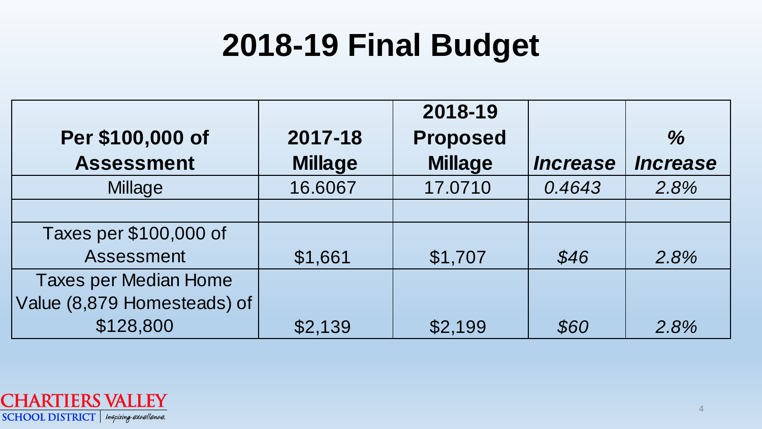# 2018-19 Final Budget

| **Per $100,000 of Assessment** | **2017-18 Millage** | **2018-19 Proposed Millage** | ***Increase*** | ***% Increase*** |
|---|---|---|---|---|
| Millage | 16.6067 | 17.0710 | *0.4643* | *2.8%* |
| | | | | |
| Taxes per $100,000 of Assessment | $1,661 | $1,707 | *$46* | *2.8%* |
| Taxes per Median Home Value (8,879 Homesteads) of $128,800 | $2,139 | $2,199 | *$60* | *2.8%* |

CHARTIERS VALLEY SCHOOL DISTRICT | Inspiring excellence.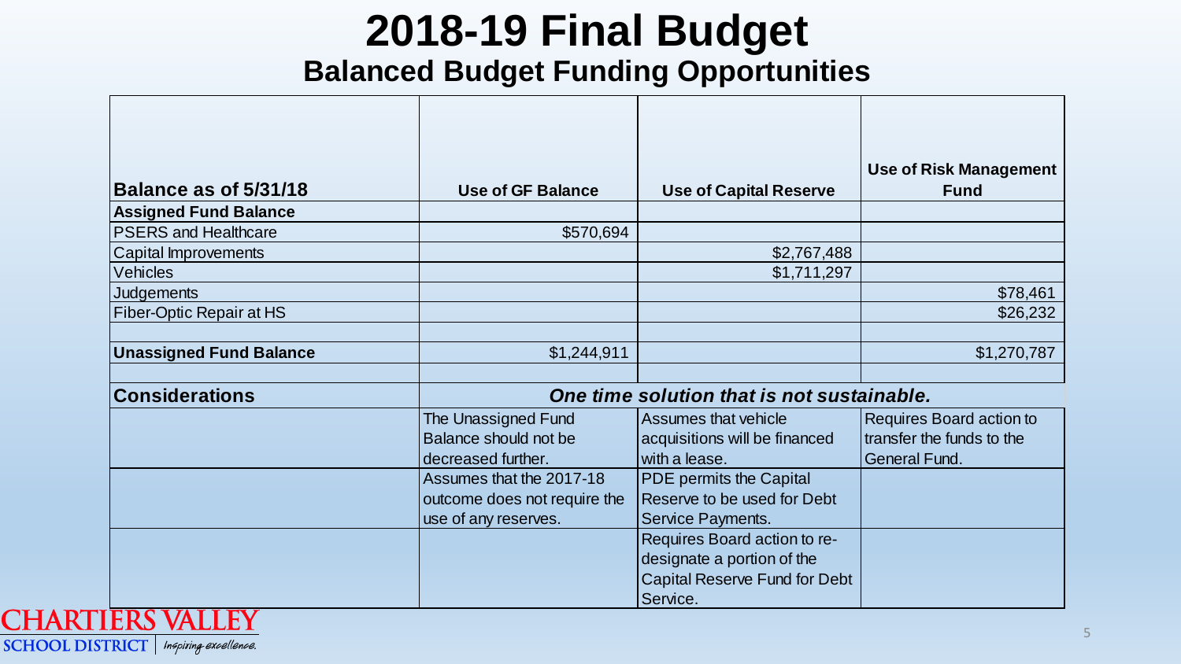# 2018-19 Final Budget

## Balanced Budget Funding Opportunities

| Balance as of 5/31/18 | Use of GF Balance | Use of Capital Reserve | Use of Risk Management Fund |
|---|---|---|---|
| **Assigned Fund Balance** | | | |
| PSERS and Healthcare | $570,694 | | |
| Capital Improvements | | $2,767,488 | |
| Vehicles | | $1,711,297 | |
| Judgements | | | $78,461 |
| Fiber-Optic Repair at HS | | | $26,232 |
| | | | |
| **Unassigned Fund Balance** | $1,244,911 | | $1,270,787 |
| | | | |
| **Considerations** | ***One time solution that is not sustainable.*** | | |
| | The Unassigned Fund Balance should not be decreased further. | Assumes that vehicle acquisitions will be financed with a lease. | Requires Board action to transfer the funds to the General Fund. |
| | Assumes that the 2017-18 outcome does not require the use of any reserves. | PDE permits the Capital Reserve to be used for Debt Service Payments. | |
| | | Requires Board action to re-designate a portion of the Capital Reserve Fund for Debt Service. | |

CHARTIERS VALLEY SCHOOL DISTRICT | Inspiring excellence.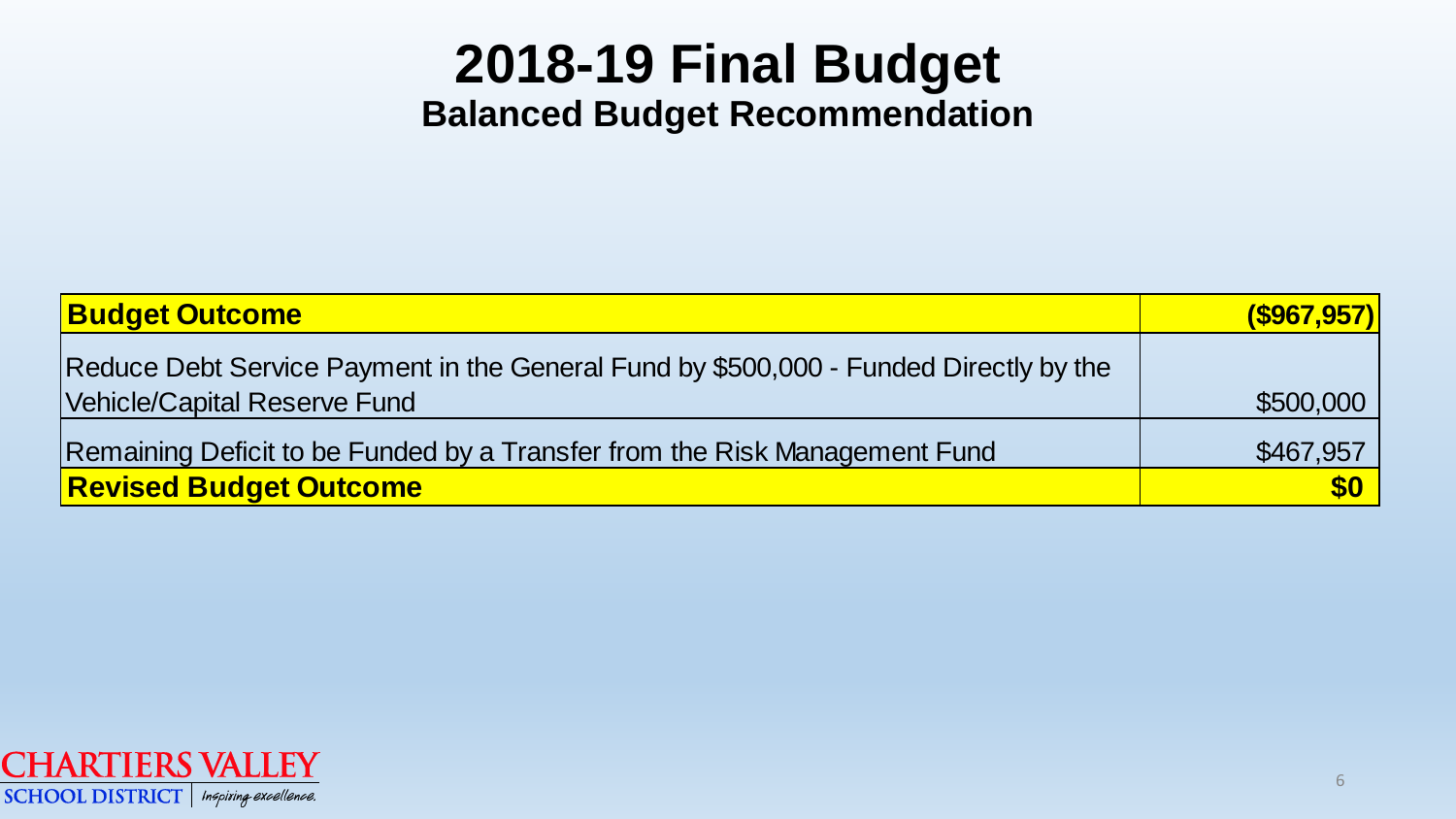# 2018-19 Final Budget

## Balanced Budget Recommendation

| **Budget Outcome** | **($967,957)** |
| --- | --- |
| Reduce Debt Service Payment in the General Fund by $500,000 - Funded Directly by the Vehicle/Capital Reserve Fund | $500,000 |
| Remaining Deficit to be Funded by a Transfer from the Risk Management Fund | $467,957 |
| **Revised Budget Outcome** | **$0** |

CHARTIERS VALLEY SCHOOL DISTRICT | Inspiring excellence.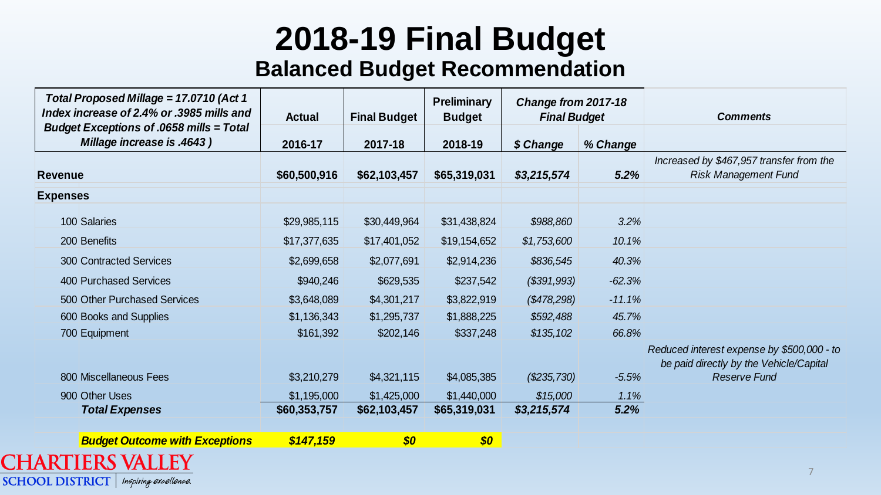# 2018-19 Final Budget

## Balanced Budget Recommendation

| *Total Proposed Millage = 17.0710 (Act 1 Index increase of 2.4% or .3985 mills and Budget Exceptions of .0658 mills = Total Millage increase is .4643 )* | Actual | Final Budget | Preliminary Budget | *Change from 2017-18 Final Budget* | | *Comments* |
|---|---|---|---|---|---|---|
| | 2016-17 | 2017-18 | 2018-19 | *$ Change* | *% Change* | |
| **Revenue** | **$60,500,916** | **$62,103,457** | **$65,319,031** | ***$3,215,574*** | ***5.2%*** | *Increased by $467,957 transfer from the Risk Management Fund* |
| **Expenses** | | | | | | |
| 100 Salaries | $29,985,115 | $30,449,964 | $31,438,824 | *$988,860* | *3.2%* | |
| 200 Benefits | $17,377,635 | $17,401,052 | $19,154,652 | *$1,753,600* | *10.1%* | |
| 300 Contracted Services | $2,699,658 | $2,077,691 | $2,914,236 | *$836,545* | *40.3%* | |
| 400 Purchased Services | $940,246 | $629,535 | $237,542 | *($391,993)* | *-62.3%* | |
| 500 Other Purchased Services | $3,648,089 | $4,301,217 | $3,822,919 | *($478,298)* | *-11.1%* | |
| 600 Books and Supplies | $1,136,343 | $1,295,737 | $1,888,225 | *$592,488* | *45.7%* | |
| 700 Equipment | $161,392 | $202,146 | $337,248 | *$135,102* | *66.8%* | |
| 800 Miscellaneous Fees | $3,210,279 | $4,321,115 | $4,085,385 | *($235,730)* | *-5.5%* | *Reduced interest expense by $500,000 - to be paid directly by the Vehicle/Capital Reserve Fund* |
| 900 Other Uses | $1,195,000 | $1,425,000 | $1,440,000 | *$15,000* | *1.1%* | |
| ***Total Expenses*** | **$60,353,757** | **$62,103,457** | **$65,319,031** | ***$3,215,574*** | ***5.2%*** | |
| ***Budget Outcome with Exceptions*** | ***$147,159*** | ***$0*** | ***$0*** | | | |

CHARTIERS VALLEY SCHOOL DISTRICT | Inspiring excellence.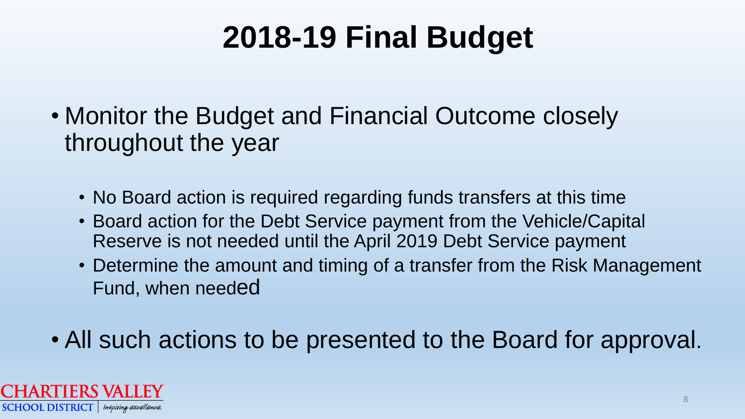# 2018-19 Final Budget

- Monitor the Budget and Financial Outcome closely throughout the year
  - No Board action is required regarding funds transfers at this time
  - Board action for the Debt Service payment from the Vehicle/Capital Reserve is not needed until the April 2019 Debt Service payment
  - Determine the amount and timing of a transfer from the Risk Management Fund, when needed
- All such actions to be presented to the Board for approval.

CHARTIERS VALLEY SCHOOL DISTRICT | Inspiring excellence.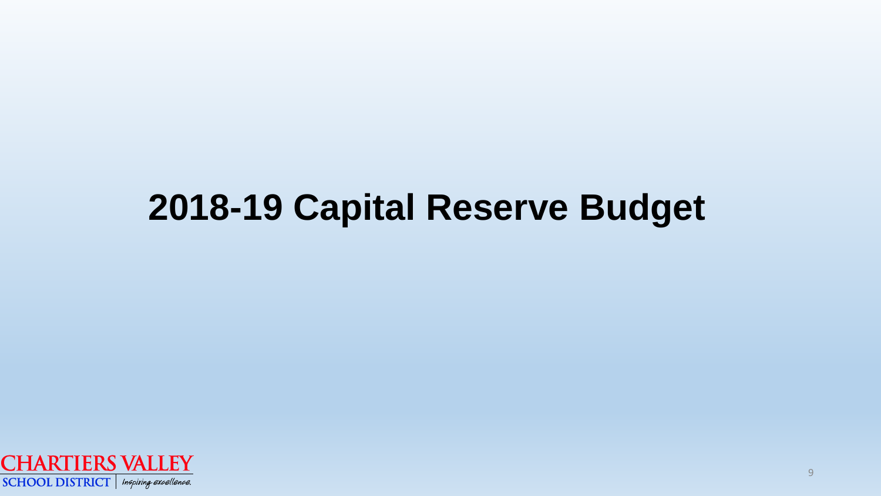# 2018-19 Capital Reserve Budget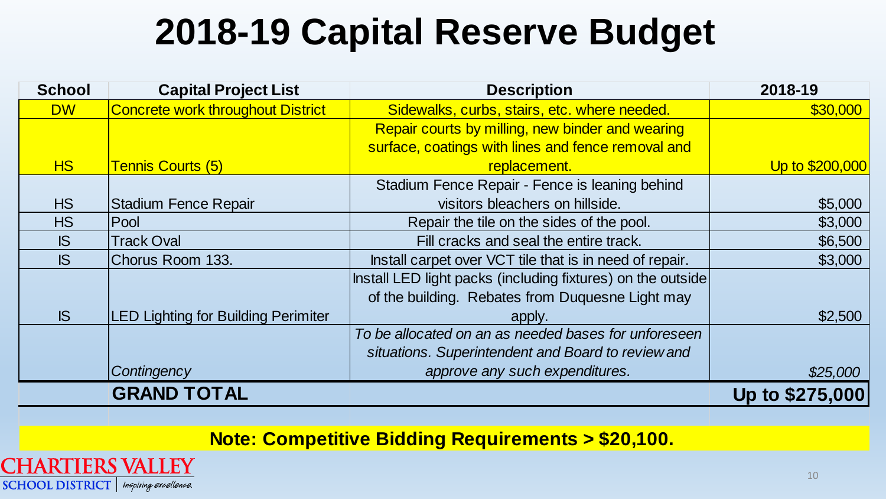# 2018-19 Capital Reserve Budget

| School | Capital Project List | Description | 2018-19 |
|---|---|---|---|
| DW | Concrete work throughout District | Sidewalks, curbs, stairs, etc. where needed. | $30,000 |
| HS | Tennis Courts (5) | Repair courts by milling, new binder and wearing surface, coatings with lines and fence removal and replacement. | Up to $200,000 |
| HS | Stadium Fence Repair | Stadium Fence Repair - Fence is leaning behind visitors bleachers on hillside. | $5,000 |
| HS | Pool | Repair the tile on the sides of the pool. | $3,000 |
| IS | Track Oval | Fill cracks and seal the entire track. | $6,500 |
| IS | Chorus Room 133. | Install carpet over VCT tile that is in need of repair. | $3,000 |
| IS | LED Lighting for Building Perimiter | Install LED light packs (including fixtures) on the outside of the building. Rebates from Duquesne Light may apply. | $2,500 |
| | *Contingency* | *To be allocated on an as needed bases for unforeseen situations. Superintendent and Board to review and approve any such expenditures.* | *$25,000* |
| | **GRAND TOTAL** | | **Up to $275,000** |

**Note: Competitive Bidding Requirements > $20,100.**

CHARTIERS VALLEY SCHOOL DISTRICT | Inspiring excellence.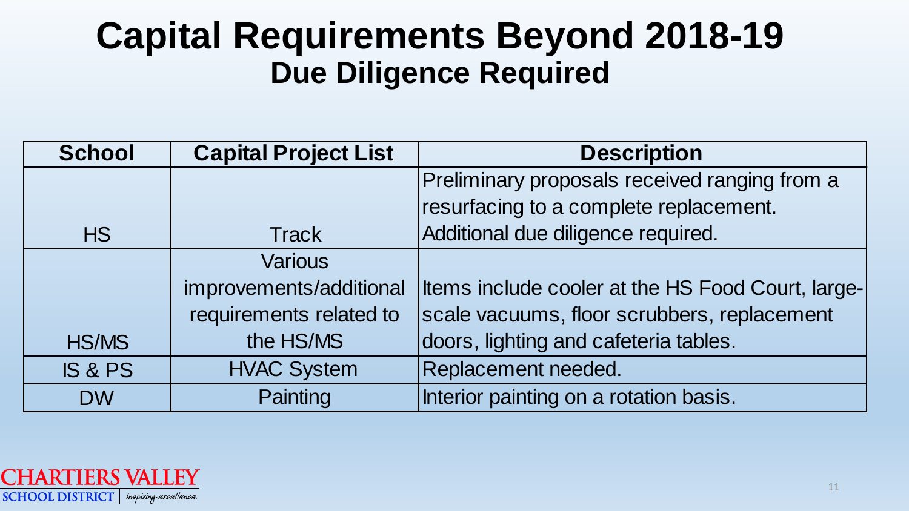# Capital Requirements Beyond 2018-19

## Due Diligence Required

| School | Capital Project List | Description |
|---|---|---|
| HS | Track | Preliminary proposals received ranging from a resurfacing to a complete replacement. Additional due diligence required. |
| HS/MS | Various improvements/additional requirements related to the HS/MS | Items include cooler at the HS Food Court, large-scale vacuums, floor scrubbers, replacement doors, lighting and cafeteria tables. |
| IS & PS | HVAC System | Replacement needed. |
| DW | Painting | Interior painting on a rotation basis. |

CHARTIERS VALLEY SCHOOL DISTRICT | Inspiring excellence.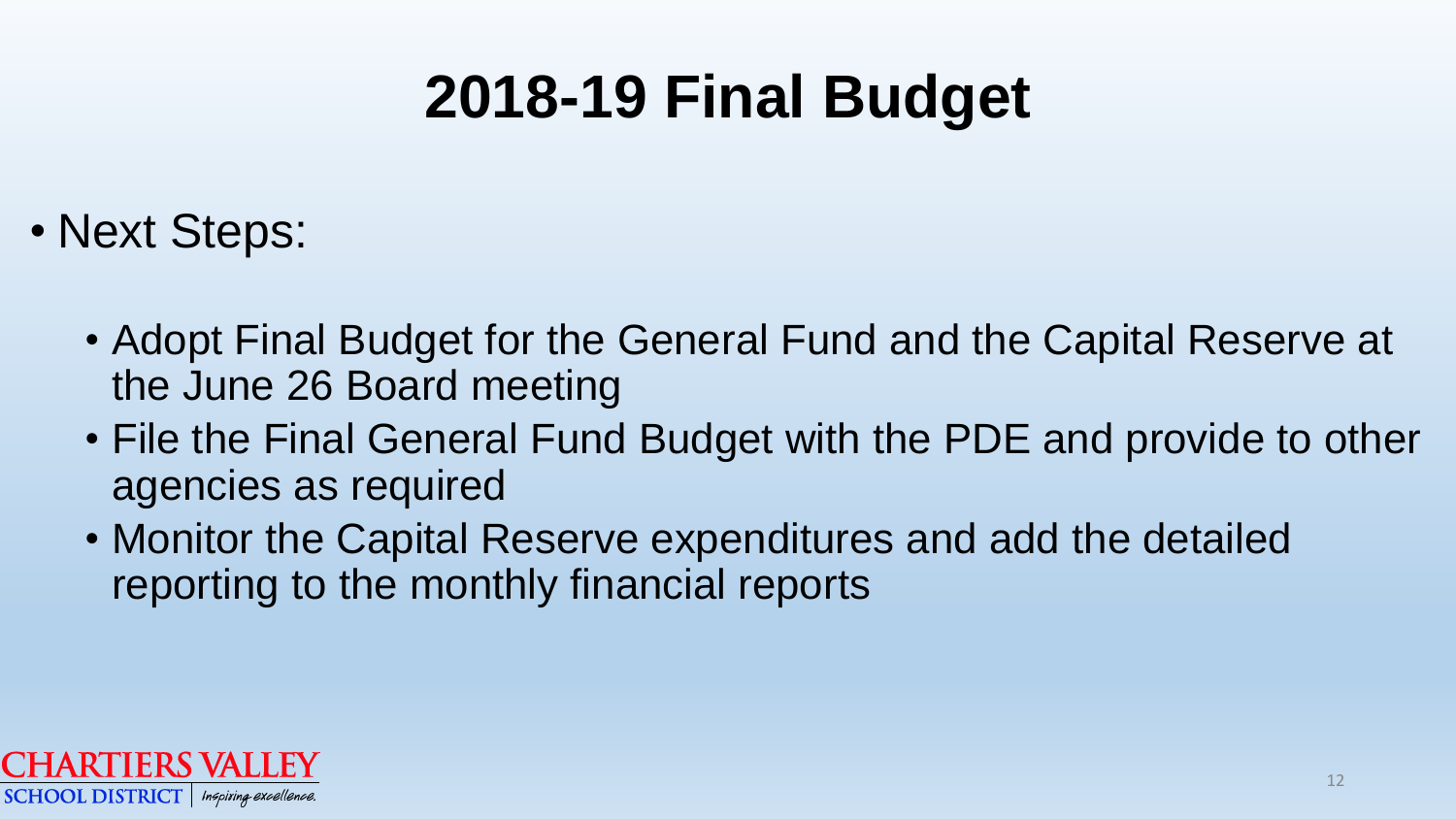# 2018-19 Final Budget

- Next Steps:
  - Adopt Final Budget for the General Fund and the Capital Reserve at the June 26 Board meeting
  - File the Final General Fund Budget with the PDE and provide to other agencies as required
  - Monitor the Capital Reserve expenditures and add the detailed reporting to the monthly financial reports

CHARTIERS VALLEY SCHOOL DISTRICT | Inspiring excellence.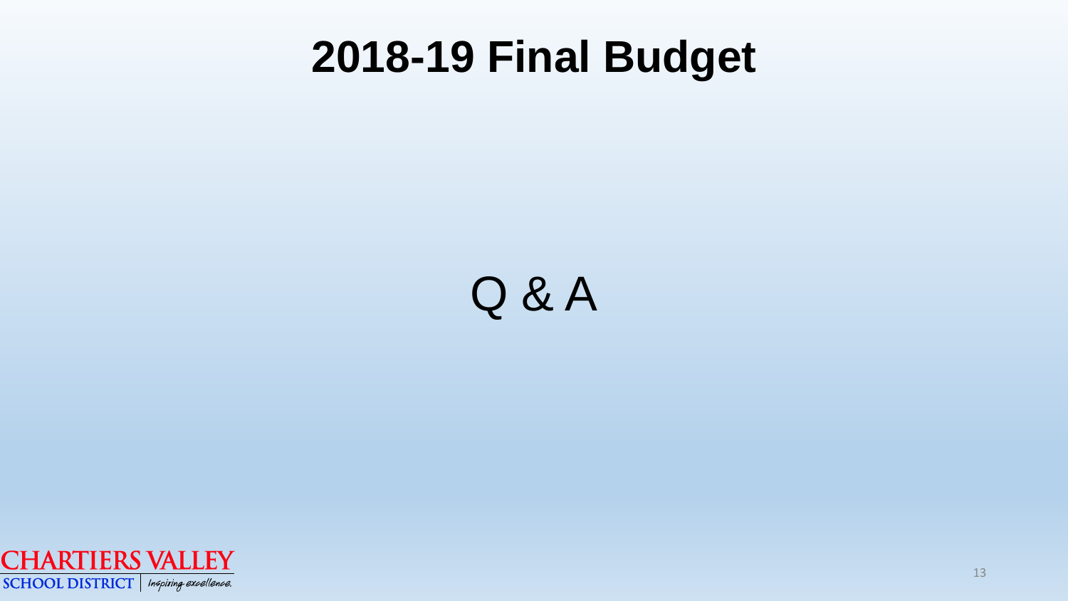# 2018-19 Final Budget

Q & A

CHARTIERS VALLEY SCHOOL DISTRICT | Inspiring excellence.